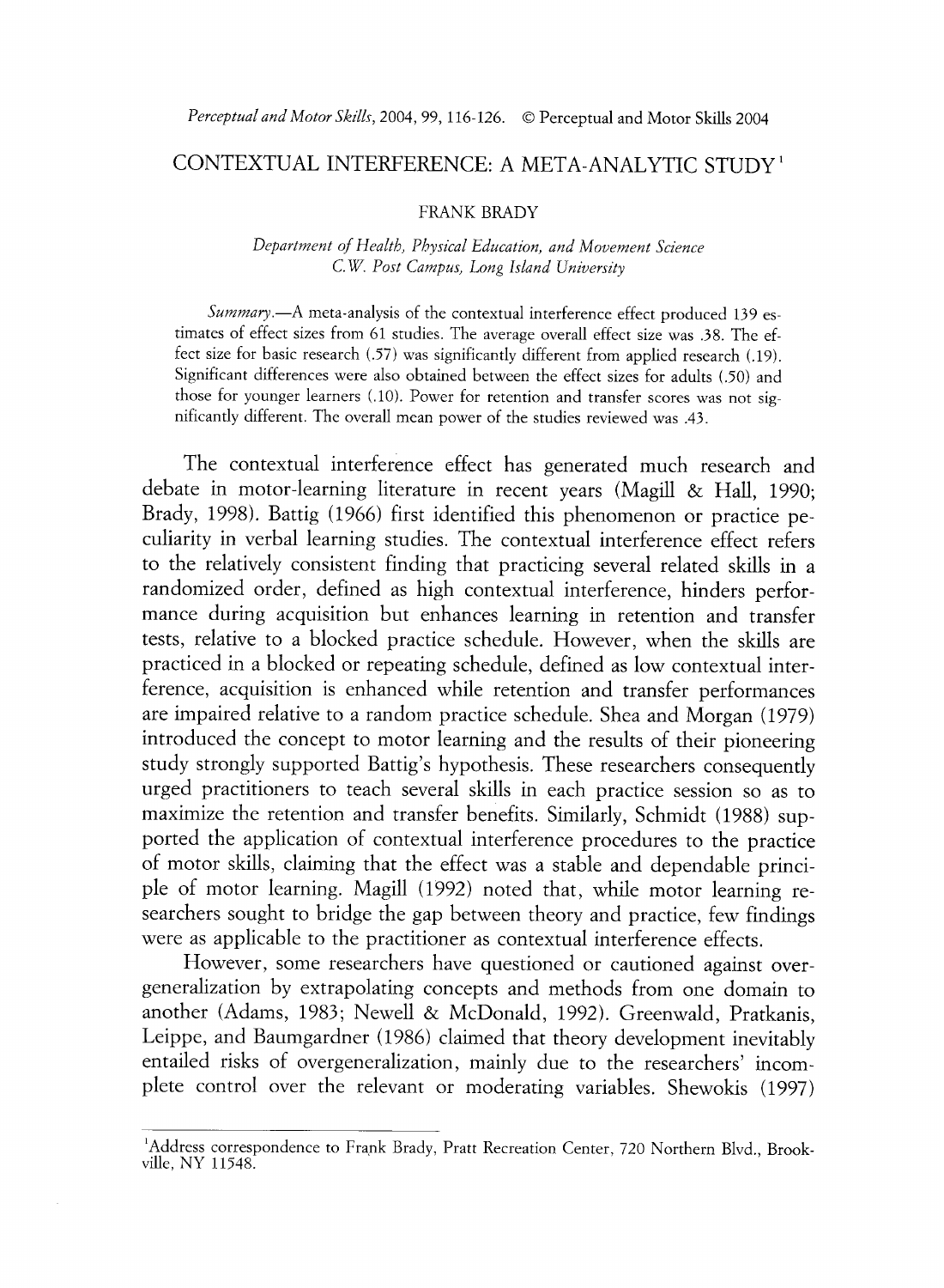# CONTEXTUAL INTERFERENCE: A META-ANALYTIC STUDY[1]

FRANK BRADY

*Department of Health, Physical Education, and Movement Science*
*C.W. Post Campus, Long Island University*

*Summary.*—A meta-analysis of the contextual interference effect produced 139 estimates of effect sizes from 61 studies. The average overall effect size was .38. The effect size for basic research (.57) was significantly different from applied research (.19). Significant differences were also obtained between the effect sizes for adults (.50) and those for younger learners (.10). Power for retention and transfer scores was not significantly different. The overall mean power of the studies reviewed was .43.

The contextual interference effect has generated much research and debate in motor-learning literature in recent years (Magill & Hall, 1990; Brady, 1998). Battig (1966) first identified this phenomenon or practice peculiarity in verbal learning studies. The contextual interference effect refers to the relatively consistent finding that practicing several related skills in a randomized order, defined as high contextual interference, hinders performance during acquisition but enhances learning in retention and transfer tests, relative to a blocked practice schedule. However, when the skills are practiced in a blocked or repeating schedule, defined as low contextual interference, acquisition is enhanced while retention and transfer performances are impaired relative to a random practice schedule. Shea and Morgan (1979) introduced the concept to motor learning and the results of their pioneering study strongly supported Battig's hypothesis. These researchers consequently urged practitioners to teach several skills in each practice session so as to maximize the retention and transfer benefits. Similarly, Schmidt (1988) supported the application of contextual interference procedures to the practice of motor skills, claiming that the effect was a stable and dependable principle of motor learning. Magill (1992) noted that, while motor learning researchers sought to bridge the gap between theory and practice, few findings were as applicable to the practitioner as contextual interference effects.

However, some researchers have questioned or cautioned against overgeneralization by extrapolating concepts and methods from one domain to another (Adams, 1983; Newell & McDonald, 1992). Greenwald, Pratkanis, Leippe, and Baumgardner (1986) claimed that theory development inevitably entailed risks of overgeneralization, mainly due to the researchers' incomplete control over the relevant or moderating variables. Shewokis (1997)

---

[1] Address correspondence to Frank Brady, Pratt Recreation Center, 720 Northern Blvd., Brookville, NY 11548.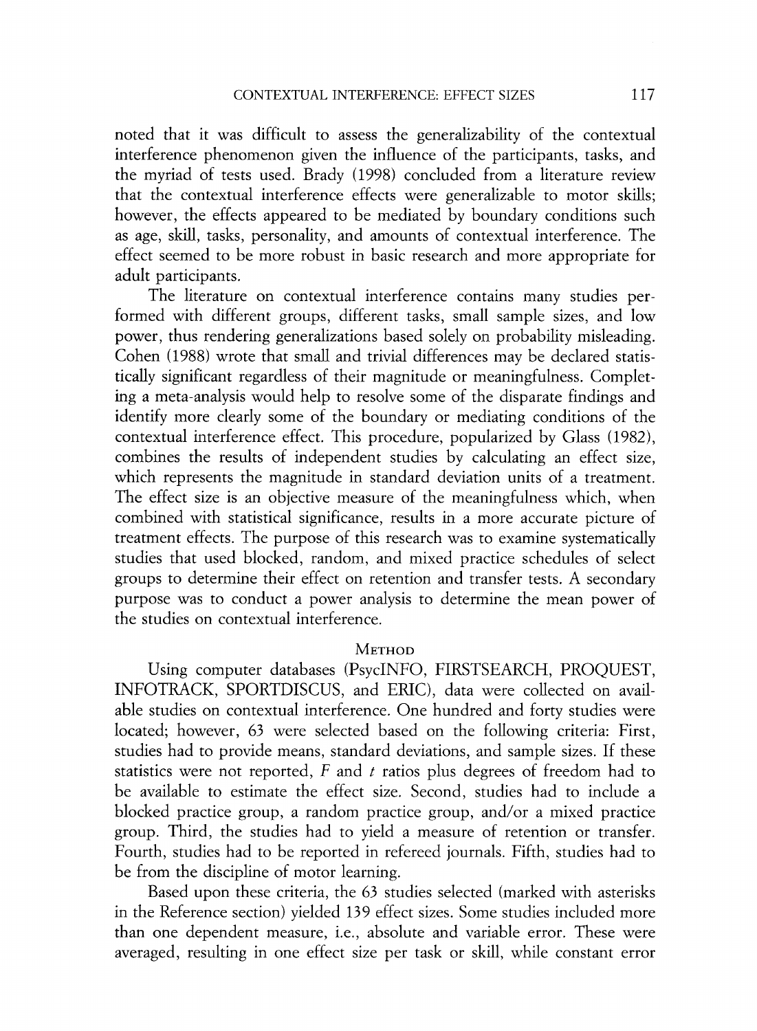noted that it was difficult to assess the generalizability of the contextual interference phenomenon given the influence of the participants, tasks, and the myriad of tests used. Brady (1998) concluded from a literature review that the contextual interference effects were generalizable to motor skills; however, the effects appeared to be mediated by boundary conditions such as age, skill, tasks, personality, and amounts of contextual interference. The effect seemed to be more robust in basic research and more appropriate for adult participants.

The literature on contextual interference contains many studies performed with different groups, different tasks, small sample sizes, and low power, thus rendering generalizations based solely on probability misleading. Cohen (1988) wrote that small and trivial differences may be declared statistically significant regardless of their magnitude or meaningfulness. Completing a meta-analysis would help to resolve some of the disparate findings and identify more clearly some of the boundary or mediating conditions of the contextual interference effect. This procedure, popularized by Glass (1982), combines the results of independent studies by calculating an effect size, which represents the magnitude in standard deviation units of a treatment. The effect size is an objective measure of the meaningfulness which, when combined with statistical significance, results in a more accurate picture of treatment effects. The purpose of this research was to examine systematically studies that used blocked, random, and mixed practice schedules of select groups to determine their effect on retention and transfer tests. A secondary purpose was to conduct a power analysis to determine the mean power of the studies on contextual interference.

## Method

Using computer databases (PsycINFO, FIRSTSEARCH, PROQUEST, INFOTRACK, SPORTDISCUS, and ERIC), data were collected on available studies on contextual interference. One hundred and forty studies were located; however, 63 were selected based on the following criteria: First, studies had to provide means, standard deviations, and sample sizes. If these statistics were not reported, $F$ and $t$ ratios plus degrees of freedom had to be available to estimate the effect size. Second, studies had to include a blocked practice group, a random practice group, and/or a mixed practice group. Third, the studies had to yield a measure of retention or transfer. Fourth, studies had to be reported in refereed journals. Fifth, studies had to be from the discipline of motor learning.

Based upon these criteria, the 63 studies selected (marked with asterisks in the Reference section) yielded 139 effect sizes. Some studies included more than one dependent measure, i.e., absolute and variable error. These were averaged, resulting in one effect size per task or skill, while constant error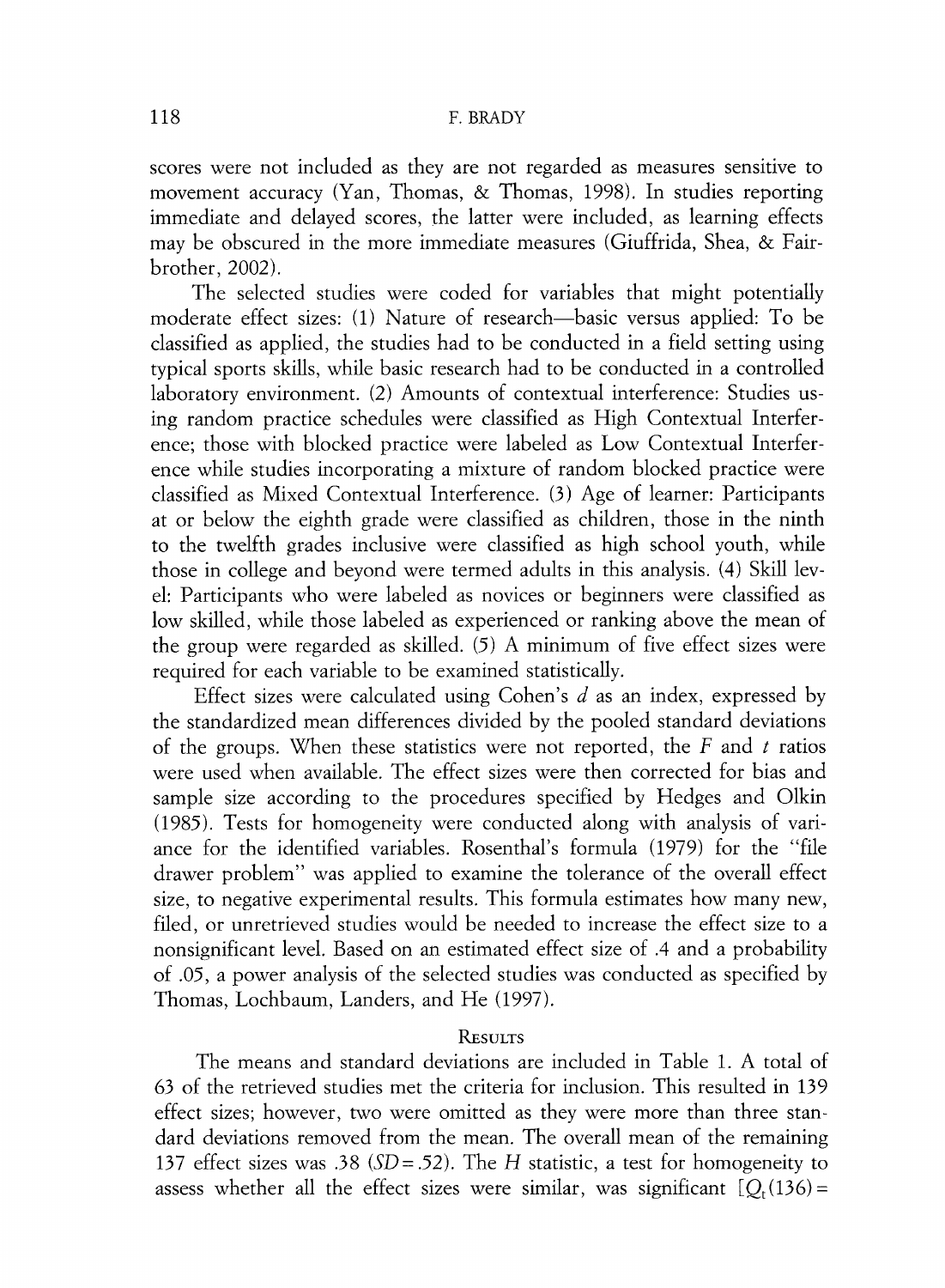scores were not included as they are not regarded as measures sensitive to movement accuracy (Yan, Thomas, & Thomas, 1998). In studies reporting immediate and delayed scores, the latter were included, as learning effects may be obscured in the more immediate measures (Giuffrida, Shea, & Fairbrother, 2002).

The selected studies were coded for variables that might potentially moderate effect sizes: (1) Nature of research—basic versus applied: To be classified as applied, the studies had to be conducted in a field setting using typical sports skills, while basic research had to be conducted in a controlled laboratory environment. (2) Amounts of contextual interference: Studies using random practice schedules were classified as High Contextual Interference; those with blocked practice were labeled as Low Contextual Interference while studies incorporating a mixture of random blocked practice were classified as Mixed Contextual Interference. (3) Age of learner: Participants at or below the eighth grade were classified as children, those in the ninth to the twelfth grades inclusive were classified as high school youth, while those in college and beyond were termed adults in this analysis. (4) Skill level: Participants who were labeled as novices or beginners were classified as low skilled, while those labeled as experienced or ranking above the mean of the group were regarded as skilled. (5) A minimum of five effect sizes were required for each variable to be examined statistically.

Effect sizes were calculated using Cohen's $d$ as an index, expressed by the standardized mean differences divided by the pooled standard deviations of the groups. When these statistics were not reported, the $F$ and $t$ ratios were used when available. The effect sizes were then corrected for bias and sample size according to the procedures specified by Hedges and Olkin (1985). Tests for homogeneity were conducted along with analysis of variance for the identified variables. Rosenthal's formula (1979) for the "file drawer problem" was applied to examine the tolerance of the overall effect size, to negative experimental results. This formula estimates how many new, filed, or unretrieved studies would be needed to increase the effect size to a nonsignificant level. Based on an estimated effect size of .4 and a probability of .05, a power analysis of the selected studies was conducted as specified by Thomas, Lochbaum, Landers, and He (1997).

## Results

The means and standard deviations are included in Table 1. A total of 63 of the retrieved studies met the criteria for inclusion. This resulted in 139 effect sizes; however, two were omitted as they were more than three standard deviations removed from the mean. The overall mean of the remaining 137 effect sizes was .38 ($SD = .52$). The $H$ statistic, a test for homogeneity to assess whether all the effect sizes were similar, was significant [$Q_t(136) =$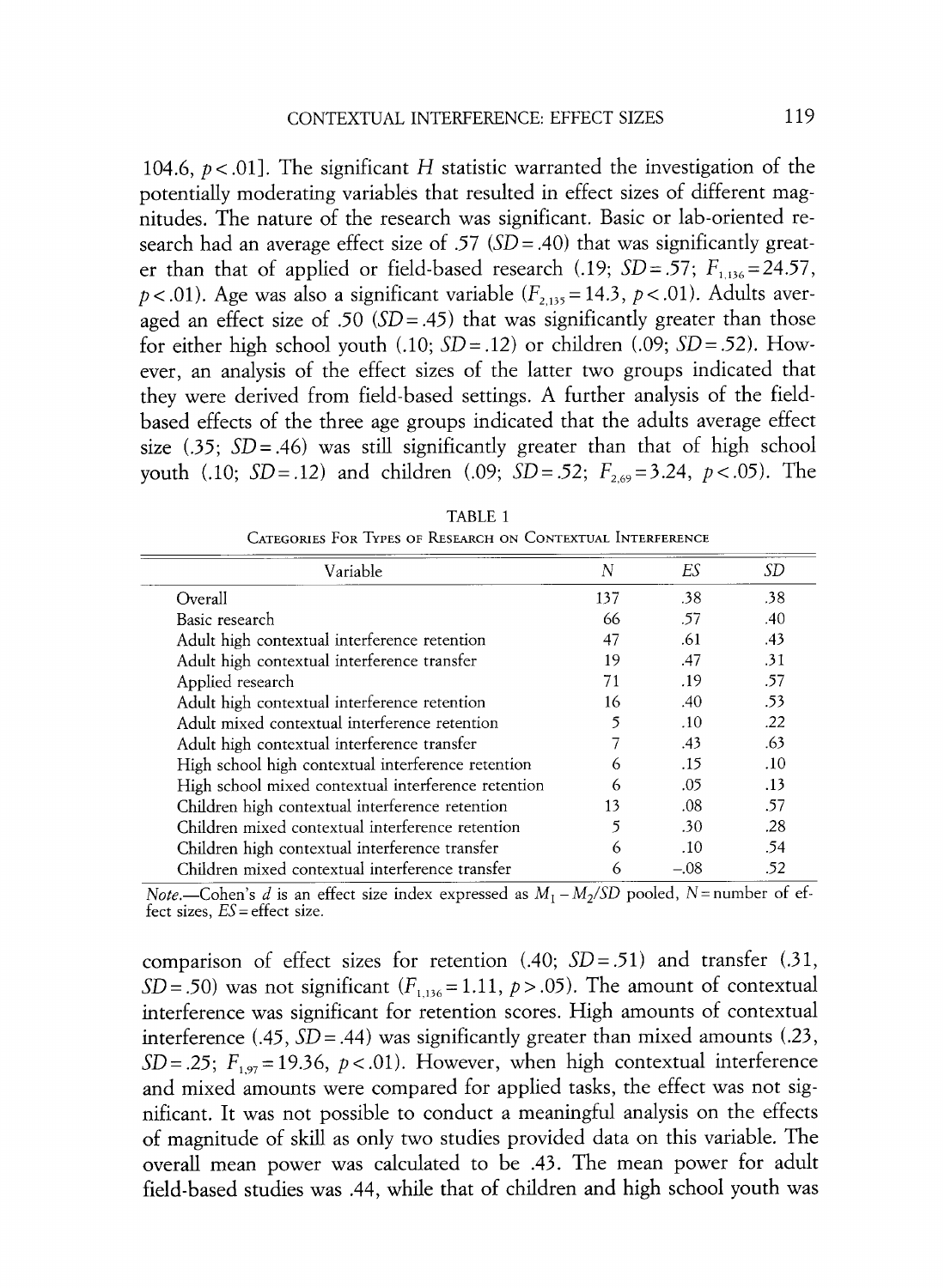104.6, $p < .01$]. The significant *H* statistic warranted the investigation of the potentially moderating variables that resulted in effect sizes of different magnitudes. The nature of the research was significant. Basic or lab-oriented research had an average effect size of .57 ($SD = .40$) that was significantly greater than that of applied or field-based research (.19; $SD = .57$; $F_{1,136} = 24.57$, $p < .01$). Age was also a significant variable ($F_{2,135} = 14.3$, $p < .01$). Adults averaged an effect size of .50 ($SD = .45$) that was significantly greater than those for either high school youth (.10; $SD = .12$) or children (.09; $SD = .52$). However, an analysis of the effect sizes of the latter two groups indicated that they were derived from field-based settings. A further analysis of the field-based effects of the three age groups indicated that the adults average effect size (.35; $SD = .46$) was still significantly greater than that of high school youth (.10; $SD = .12$) and children (.09; $SD = .52$; $F_{2,69} = 3.24$, $p < .05$). The comparison of effect sizes for retention (.40; $SD = .51$) and transfer (.31, $SD = .50$) was not significant ($F_{1,136} = 1.11$, $p > .05$). The amount of contextual interference was significant for retention scores. High amounts of contextual interference (.45, $SD = .44$) was significantly greater than mixed amounts (.23, $SD = .25$; $F_{1,97} = 19.36$, $p < .01$). However, when high contextual interference and mixed amounts were compared for applied tasks, the effect was not significant. It was not possible to conduct a meaningful analysis on the effects of magnitude of skill as only two studies provided data on this variable. The overall mean power was calculated to be .43. The mean power for adult field-based studies was .44, while that of children and high school youth was

TABLE 1

Categories For Types of Research on Contextual Interference

| Variable | *N* | *ES* | *SD* |
|---|---|---|---|
| Overall | 137 | .38 | .38 |
| Basic research | 66 | .57 | .40 |
| Adult high contextual interference retention | 47 | .61 | .43 |
| Adult high contextual interference transfer | 19 | .47 | .31 |
| Applied research | 71 | .19 | .57 |
| Adult high contextual interference retention | 16 | .40 | .53 |
| Adult mixed contextual interference retention | 5 | .10 | .22 |
| Adult high contextual interference transfer | 7 | .43 | .63 |
| High school high contextual interference retention | 6 | .15 | .10 |
| High school mixed contextual interference retention | 6 | .05 | .13 |
| Children high contextual interference retention | 13 | .08 | .57 |
| Children mixed contextual interference retention | 5 | .30 | .28 |
| Children high contextual interference transfer | 6 | .10 | .54 |
| Children mixed contextual interference transfer | 6 | −.08 | .52 |

*Note.*—Cohen's *d* is an effect size index expressed as $M_1 - M_2/SD$ pooled, *N* = number of effect sizes, *ES* = effect size.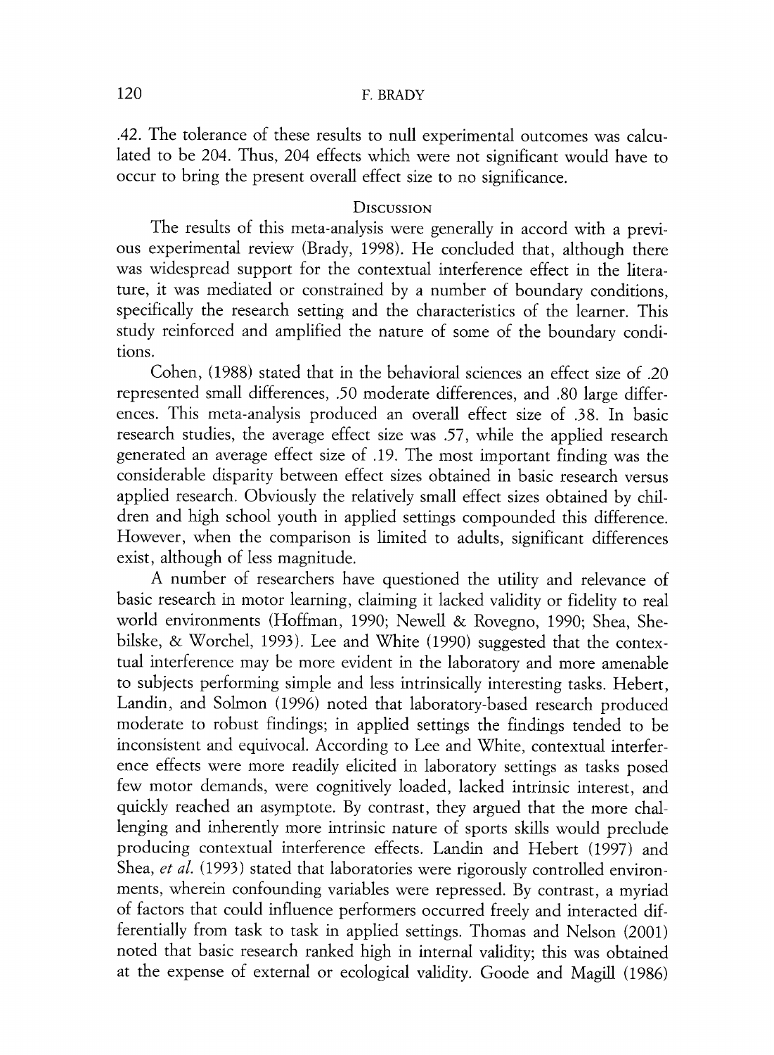.42. The tolerance of these results to null experimental outcomes was calculated to be 204. Thus, 204 effects which were not significant would have to occur to bring the present overall effect size to no significance.

## Discussion

The results of this meta-analysis were generally in accord with a previous experimental review (Brady, 1998). He concluded that, although there was widespread support for the contextual interference effect in the literature, it was mediated or constrained by a number of boundary conditions, specifically the research setting and the characteristics of the learner. This study reinforced and amplified the nature of some of the boundary conditions.

Cohen, (1988) stated that in the behavioral sciences an effect size of .20 represented small differences, .50 moderate differences, and .80 large differences. This meta-analysis produced an overall effect size of .38. In basic research studies, the average effect size was .57, while the applied research generated an average effect size of .19. The most important finding was the considerable disparity between effect sizes obtained in basic research versus applied research. Obviously the relatively small effect sizes obtained by children and high school youth in applied settings compounded this difference. However, when the comparison is limited to adults, significant differences exist, although of less magnitude.

A number of researchers have questioned the utility and relevance of basic research in motor learning, claiming it lacked validity or fidelity to real world environments (Hoffman, 1990; Newell & Rovegno, 1990; Shea, Shebilske, & Worchel, 1993). Lee and White (1990) suggested that the contextual interference may be more evident in the laboratory and more amenable to subjects performing simple and less intrinsically interesting tasks. Hebert, Landin, and Solmon (1996) noted that laboratory-based research produced moderate to robust findings; in applied settings the findings tended to be inconsistent and equivocal. According to Lee and White, contextual interference effects were more readily elicited in laboratory settings as tasks posed few motor demands, were cognitively loaded, lacked intrinsic interest, and quickly reached an asymptote. By contrast, they argued that the more challenging and inherently more intrinsic nature of sports skills would preclude producing contextual interference effects. Landin and Hebert (1997) and Shea, *et al.* (1993) stated that laboratories were rigorously controlled environments, wherein confounding variables were repressed. By contrast, a myriad of factors that could influence performers occurred freely and interacted differentially from task to task in applied settings. Thomas and Nelson (2001) noted that basic research ranked high in internal validity; this was obtained at the expense of external or ecological validity. Goode and Magill (1986)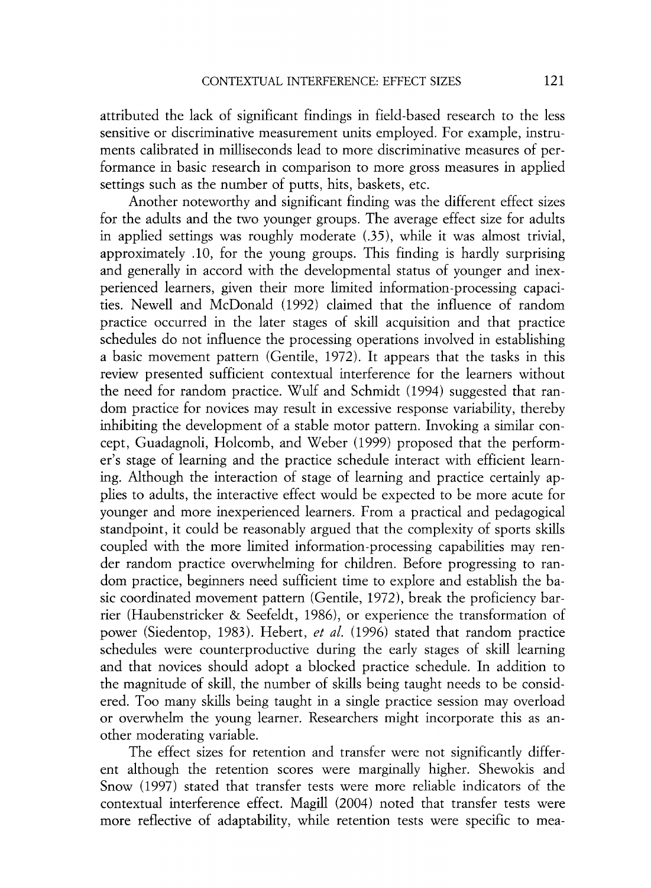attributed the lack of significant findings in field-based research to the less sensitive or discriminative measurement units employed. For example, instruments calibrated in milliseconds lead to more discriminative measures of performance in basic research in comparison to more gross measures in applied settings such as the number of putts, hits, baskets, etc.

Another noteworthy and significant finding was the different effect sizes for the adults and the two younger groups. The average effect size for adults in applied settings was roughly moderate (.35), while it was almost trivial, approximately .10, for the young groups. This finding is hardly surprising and generally in accord with the developmental status of younger and inexperienced learners, given their more limited information-processing capacities. Newell and McDonald (1992) claimed that the influence of random practice occurred in the later stages of skill acquisition and that practice schedules do not influence the processing operations involved in establishing a basic movement pattern (Gentile, 1972). It appears that the tasks in this review presented sufficient contextual interference for the learners without the need for random practice. Wulf and Schmidt (1994) suggested that random practice for novices may result in excessive response variability, thereby inhibiting the development of a stable motor pattern. Invoking a similar concept, Guadagnoli, Holcomb, and Weber (1999) proposed that the performer's stage of learning and the practice schedule interact with efficient learning. Although the interaction of stage of learning and practice certainly applies to adults, the interactive effect would be expected to be more acute for younger and more inexperienced learners. From a practical and pedagogical standpoint, it could be reasonably argued that the complexity of sports skills coupled with the more limited information-processing capabilities may render random practice overwhelming for children. Before progressing to random practice, beginners need sufficient time to explore and establish the basic coordinated movement pattern (Gentile, 1972), break the proficiency barrier (Haubenstricker & Seefeldt, 1986), or experience the transformation of power (Siedentop, 1983). Hebert, *et al.* (1996) stated that random practice schedules were counterproductive during the early stages of skill learning and that novices should adopt a blocked practice schedule. In addition to the magnitude of skill, the number of skills being taught needs to be considered. Too many skills being taught in a single practice session may overload or overwhelm the young learner. Researchers might incorporate this as another moderating variable.

The effect sizes for retention and transfer were not significantly different although the retention scores were marginally higher. Shewokis and Snow (1997) stated that transfer tests were more reliable indicators of the contextual interference effect. Magill (2004) noted that transfer tests were more reflective of adaptability, while retention tests were specific to mea-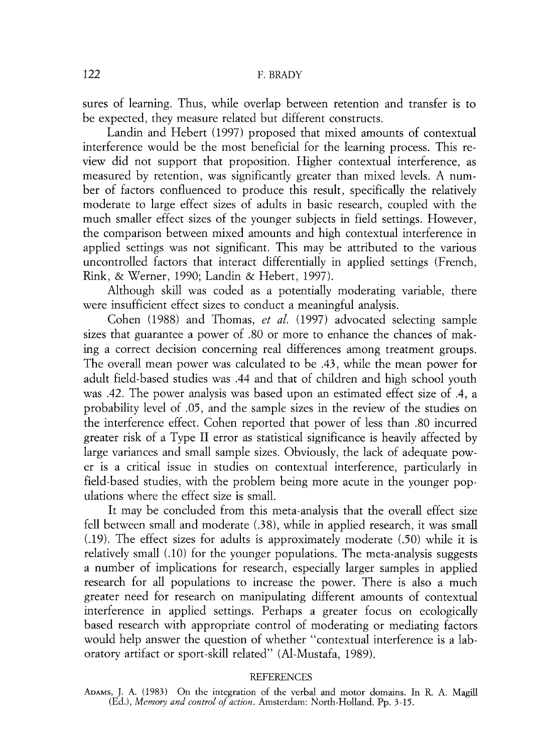sures of learning. Thus, while overlap between retention and transfer is to be expected, they measure related but different constructs.

Landin and Hebert (1997) proposed that mixed amounts of contextual interference would be the most beneficial for the learning process. This review did not support that proposition. Higher contextual interference, as measured by retention, was significantly greater than mixed levels. A number of factors confluenced to produce this result, specifically the relatively moderate to large effect sizes of adults in basic research, coupled with the much smaller effect sizes of the younger subjects in field settings. However, the comparison between mixed amounts and high contextual interference in applied settings was not significant. This may be attributed to the various uncontrolled factors that interact differentially in applied settings (French, Rink, & Werner, 1990; Landin & Hebert, 1997).

Although skill was coded as a potentially moderating variable, there were insufficient effect sizes to conduct a meaningful analysis.

Cohen (1988) and Thomas, *et al.* (1997) advocated selecting sample sizes that guarantee a power of .80 or more to enhance the chances of making a correct decision concerning real differences among treatment groups. The overall mean power was calculated to be .43, while the mean power for adult field-based studies was .44 and that of children and high school youth was .42. The power analysis was based upon an estimated effect size of .4, a probability level of .05, and the sample sizes in the review of the studies on the interference effect. Cohen reported that power of less than .80 incurred greater risk of a Type II error as statistical significance is heavily affected by large variances and small sample sizes. Obviously, the lack of adequate power is a critical issue in studies on contextual interference, particularly in field-based studies, with the problem being more acute in the younger populations where the effect size is small.

It may be concluded from this meta-analysis that the overall effect size fell between small and moderate (.38), while in applied research, it was small (.19). The effect sizes for adults is approximately moderate (.50) while it is relatively small (.10) for the younger populations. The meta-analysis suggests a number of implications for research, especially larger samples in applied research for all populations to increase the power. There is also a much greater need for research on manipulating different amounts of contextual interference in applied settings. Perhaps a greater focus on ecologically based research with appropriate control of moderating or mediating factors would help answer the question of whether "contextual interference is a laboratory artifact or sport-skill related" (Al-Mustafa, 1989).

## REFERENCES

Adams, J. A. (1983) On the integration of the verbal and motor domains. In R. A. Magill (Ed.), *Memory and control of action*. Amsterdam: North-Holland. Pp. 3-15.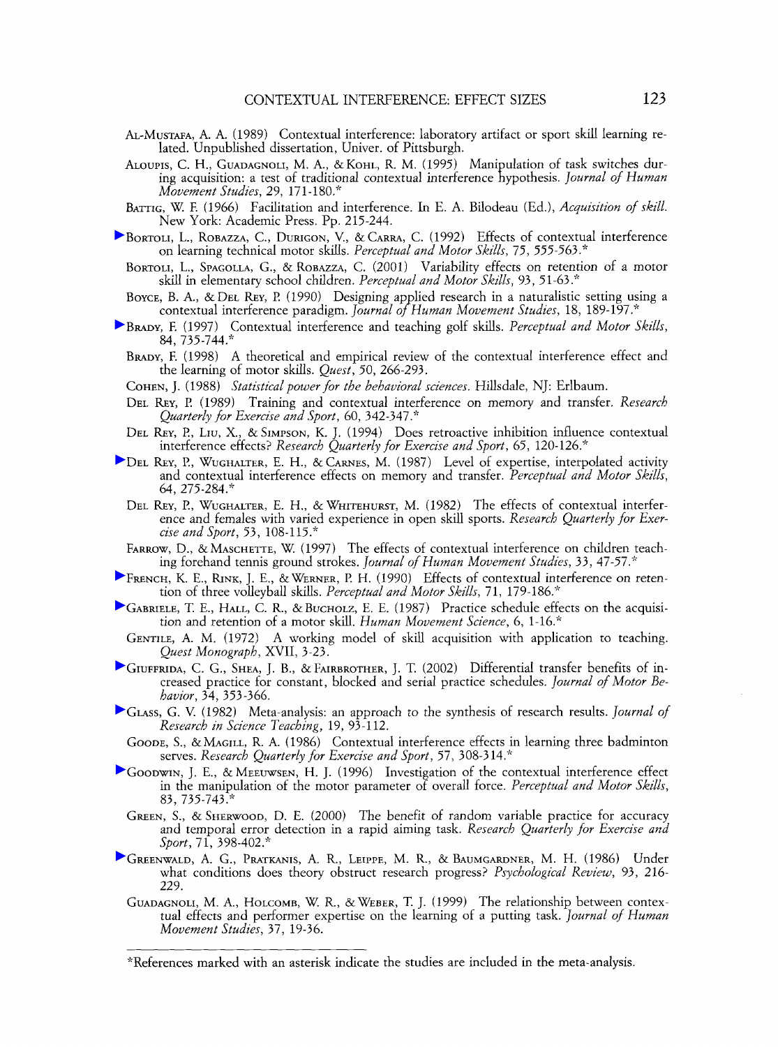Al-Mustafa, A. A. (1989) Contextual interference: laboratory artifact or sport skill learning related. Unpublished dissertation, Univer. of Pittsburgh.

Aloupis, C. H., Guadagnoli, M. A., & Kohl, R. M. (1995) Manipulation of task switches during acquisition: a test of traditional contextual interference hypothesis. *Journal of Human Movement Studies*, 29, 171-180.*

Battig, W. F. (1966) Facilitation and interference. In E. A. Bilodeau (Ed.), *Acquisition of skill*. New York: Academic Press. Pp. 215-244.

Bortoli, L., Robazza, C., Durigon, V., & Carra, C. (1992) Effects of contextual interference on learning technical motor skills. *Perceptual and Motor Skills*, 75, 555-563.*

Bortoli, L., Spagolla, G., & Robazza, C. (2001) Variability effects on retention of a motor skill in elementary school children. *Perceptual and Motor Skills*, 93, 51-63.*

Boyce, B. A., & Del Rey, P. (1990) Designing applied research in a naturalistic setting using a contextual interference paradigm. *Journal of Human Movement Studies*, 18, 189-197.*

Brady, F. (1997) Contextual interference and teaching golf skills. *Perceptual and Motor Skills*, 84, 735-744.*

Brady, F. (1998) A theoretical and empirical review of the contextual interference effect and the learning of motor skills. *Quest*, 50, 266-293.

Cohen, J. (1988) *Statistical power for the behavioral sciences*. Hillsdale, NJ: Erlbaum.

Del Rey, P. (1989) Training and contextual interference on memory and transfer. *Research Quarterly for Exercise and Sport*, 60, 342-347.*

Del Rey, P., Liu, X., & Simpson, K. J. (1994) Does retroactive inhibition influence contextual interference effects? *Research Quarterly for Exercise and Sport*, 65, 120-126.*

Del Rey, P., Wughalter, E. H., & Carnes, M. (1987) Level of expertise, interpolated activity and contextual interference effects on memory and transfer. *Perceptual and Motor Skills*, 64, 275-284.*

Del Rey, P., Wughalter, E. H., & Whitehurst, M. (1982) The effects of contextual interference and females with varied experience in open skill sports. *Research Quarterly for Exercise and Sport*, 53, 108-115.*

Farrow, D., & Maschette, W. (1997) The effects of contextual interference on children teaching forehand tennis ground strokes. *Journal of Human Movement Studies*, 33, 47-57.*

French, K. E., Rink, J. E., & Werner, P. H. (1990) Effects of contextual interference on retention of three volleyball skills. *Perceptual and Motor Skills*, 71, 179-186.*

Gabriele, T. E., Hall, C. R., & Bucholz, E. E. (1987) Practice schedule effects on the acquisition and retention of a motor skill. *Human Movement Science*, 6, 1-16.*

Gentile, A. M. (1972) A working model of skill acquisition with application to teaching. *Quest Monograph*, XVII, 3-23.

Giuffrida, C. G., Shea, J. B., & Fairbrother, J. T. (2002) Differential transfer benefits of increased practice for constant, blocked and serial practice schedules. *Journal of Motor Behavior*, 34, 353-366.

Glass, G. V. (1982) Meta-analysis: an approach to the synthesis of research results. *Journal of Research in Science Teaching*, 19, 93-112.

Goode, S., & Magill, R. A. (1986) Contextual interference effects in learning three badminton serves. *Research Quarterly for Exercise and Sport*, 57, 308-314.*

Goodwin, J. E., & Meeuwsen, H. J. (1996) Investigation of the contextual interference effect in the manipulation of the motor parameter of overall force. *Perceptual and Motor Skills*, 83, 735-743.*

Green, S., & Sherwood, D. E. (2000) The benefit of random variable practice for accuracy and temporal error detection in a rapid aiming task. *Research Quarterly for Exercise and Sport*, 71, 398-402.*

Greenwald, A. G., Pratkanis, A. R., Leippe, M. R., & Baumgardner, M. H. (1986) Under what conditions does theory obstruct research progress? *Psychological Review*, 93, 216-229.

Guadagnoli, M. A., Holcomb, W. R., & Weber, T. J. (1999) The relationship between contextual effects and performer expertise on the learning of a putting task. *Journal of Human Movement Studies*, 37, 19-36.

*References marked with an asterisk indicate the studies are included in the meta-analysis.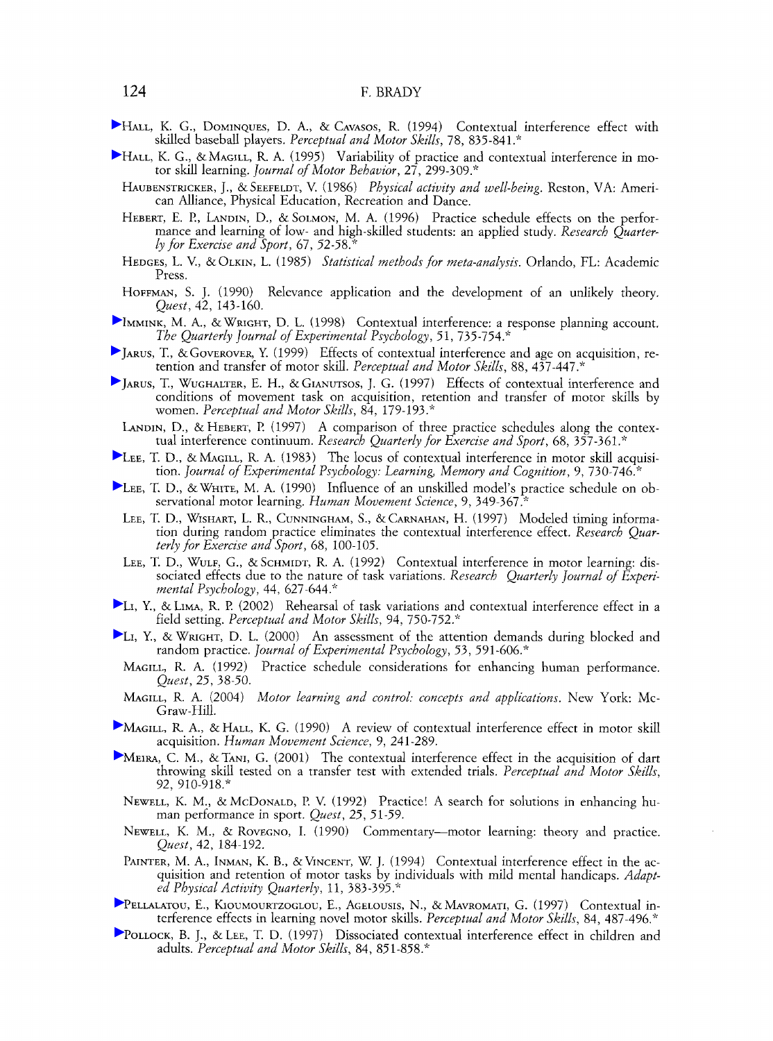▶Hall, K. G., Dominques, D. A., & Cavasos, R. (1994) Contextual interference effect with skilled baseball players. *Perceptual and Motor Skills*, 78, 835-841.*

▶Hall, K. G., & Magill, R. A. (1995) Variability of practice and contextual interference in motor skill learning. *Journal of Motor Behavior*, 27, 299-309.*

Haubenstricker, J., & Seefeldt, V. (1986) *Physical activity and well-being*. Reston, VA: American Alliance, Physical Education, Recreation and Dance.

Hebert, E. P., Landin, D., & Solmon, M. A. (1996) Practice schedule effects on the performance and learning of low- and high-skilled students: an applied study. *Research Quarterly for Exercise and Sport*, 67, 52-58.*

Hedges, L. V., & Olkin, L. (1985) *Statistical methods for meta-analysis*. Orlando, FL: Academic Press.

Hoffman, S. J. (1990) Relevance application and the development of an unlikely theory. *Quest*, 42, 143-160.

▶Immink, M. A., & Wright, D. L. (1998) Contextual interference: a response planning account. *The Quarterly Journal of Experimental Psychology*, 51, 735-754.*

▶Jarus, T., & Goverover, Y. (1999) Effects of contextual interference and age on acquisition, retention and transfer of motor skill. *Perceptual and Motor Skills*, 88, 437-447.*

▶Jarus, T., Wughalter, E. H., & Gianutsos, J. G. (1997) Effects of contextual interference and conditions of movement task on acquisition, retention and transfer of motor skills by women. *Perceptual and Motor Skills*, 84, 179-193.*

Landin, D., & Hebert, P. (1997) A comparison of three practice schedules along the contextual interference continuum. *Research Quarterly for Exercise and Sport*, 68, 357-361.*

▶Lee, T. D., & Magill, R. A. (1983) The locus of contextual interference in motor skill acquisition. *Journal of Experimental Psychology: Learning, Memory and Cognition*, 9, 730-746.*

▶Lee, T. D., & White, M. A. (1990) Influence of an unskilled model's practice schedule on observational motor learning. *Human Movement Science*, 9, 349-367.*

Lee, T. D., Wishart, L. R., Cunningham, S., & Carnahan, H. (1997) Modeled timing information during random practice eliminates the contextual interference effect. *Research Quarterly for Exercise and Sport*, 68, 100-105.

Lee, T. D., Wulf, G., & Schmidt, R. A. (1992) Contextual interference in motor learning: dissociated effects due to the nature of task variations. *Research Quarterly Journal of Experimental Psychology*, 44, 627-644.*

▶Li, Y., & Lima, R. P. (2002) Rehearsal of task variations and contextual interference effect in a field setting. *Perceptual and Motor Skills*, 94, 750-752.*

▶Li, Y., & Wright, D. L. (2000) An assessment of the attention demands during blocked and random practice. *Journal of Experimental Psychology*, 53, 591-606.*

Magill, R. A. (1992) Practice schedule considerations for enhancing human performance. *Quest*, 25, 38-50.

Magill, R. A. (2004) *Motor learning and control: concepts and applications*. New York: McGraw-Hill.

▶Magill, R. A., & Hall, K. G. (1990) A review of contextual interference effect in motor skill acquisition. *Human Movement Science*, 9, 241-289.

▶Meira, C. M., & Tani, G. (2001) The contextual interference effect in the acquisition of dart throwing skill tested on a transfer test with extended trials. *Perceptual and Motor Skills*, 92, 910-918.*

Newell, K. M., & McDonald, P. V. (1992) Practice! A search for solutions in enhancing human performance in sport. *Quest*, 25, 51-59.

Newell, K. M., & Rovegno, I. (1990) Commentary—motor learning: theory and practice. *Quest*, 42, 184-192.

Painter, M. A., Inman, K. B., & Vincent, W. J. (1994) Contextual interference effect in the acquisition and retention of motor tasks by individuals with mild mental handicaps. *Adapted Physical Activity Quarterly*, 11, 383-395.*

▶Pellalatou, E., Kioumourtzoglou, E., Agelousis, N., & Mavromati, G. (1997) Contextual interference effects in learning novel motor skills. *Perceptual and Motor Skills*, 84, 487-496.*

▶Pollock, B. J., & Lee, T. D. (1997) Dissociated contextual interference effect in children and adults. *Perceptual and Motor Skills*, 84, 851-858.*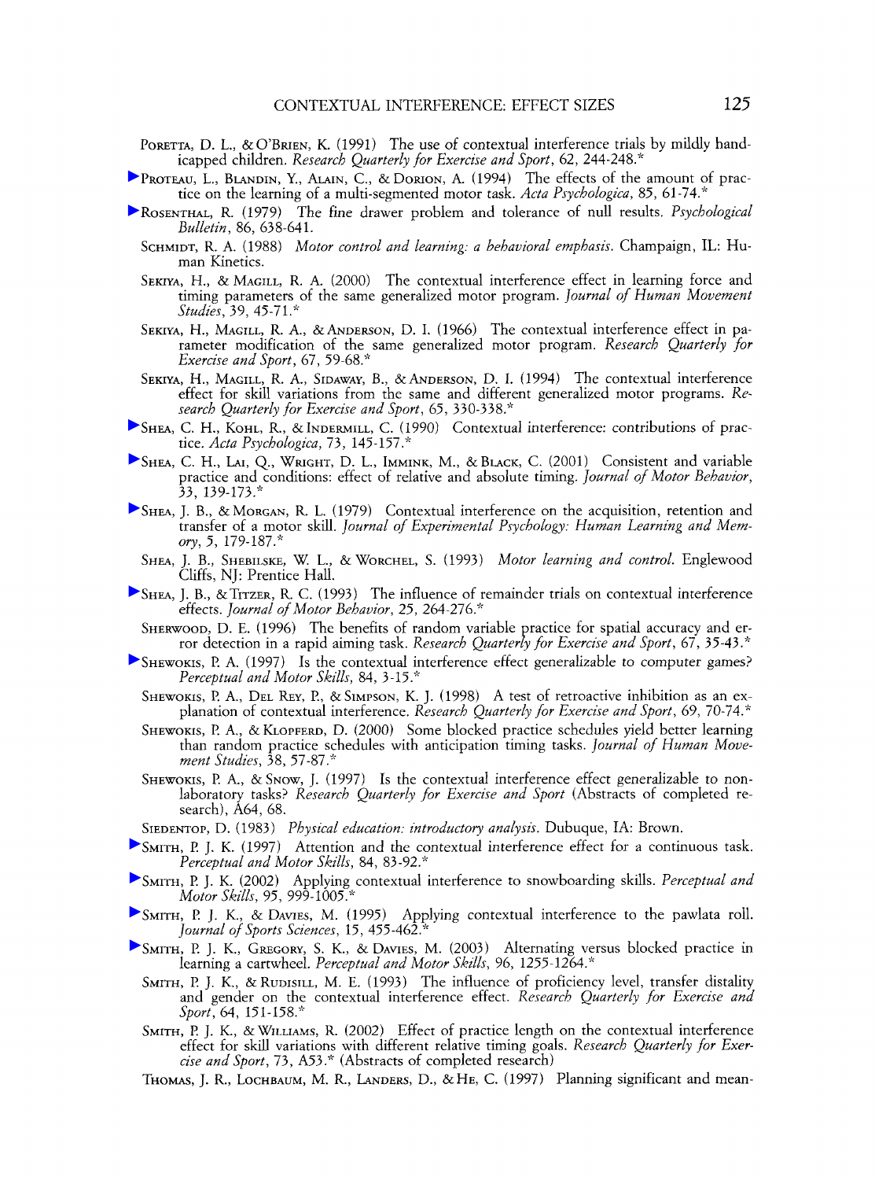PORETTA, D. L., & O'BRIEN, K. (1991) The use of contextual interference trials by mildly handicapped children. *Research Quarterly for Exercise and Sport*, 62, 244-248.*

▶PROTEAU, L., BLANDIN, Y., ALAIN, C., & DORION, A. (1994) The effects of the amount of practice on the learning of a multi-segmented motor task. *Acta Psychologica*, 85, 61-74.*

▶ROSENTHAL, R. (1979) The fine drawer problem and tolerance of null results. *Psychological Bulletin*, 86, 638-641.

SCHMIDT, R. A. (1988) *Motor control and learning: a behavioral emphasis*. Champaign, IL: Human Kinetics.

SEKIYA, H., & MAGILL, R. A. (2000) The contextual interference effect in learning force and timing parameters of the same generalized motor program. *Journal of Human Movement Studies*, 39, 45-71.*

SEKIYA, H., MAGILL, R. A., & ANDERSON, D. I. (1966) The contextual interference effect in parameter modification of the same generalized motor program. *Research Quarterly for Exercise and Sport*, 67, 59-68.*

SEKIYA, H., MAGILL, R. A., SIDAWAY, B., & ANDERSON, D. I. (1994) The contextual interference effect for skill variations from the same and different generalized motor programs. *Research Quarterly for Exercise and Sport*, 65, 330-338.*

▶SHEA, C. H., KOHL, R., & INDERMILL, C. (1990) Contextual interference: contributions of practice. *Acta Psychologica*, 73, 145-157.*

▶SHEA, C. H., LAI, Q., WRIGHT, D. L., IMMINK, M., & BLACK, C. (2001) Consistent and variable practice and conditions: effect of relative and absolute timing. *Journal of Motor Behavior*, 33, 139-173.*

▶SHEA, J. B., & MORGAN, R. L. (1979) Contextual interference on the acquisition, retention and transfer of a motor skill. *Journal of Experimental Psychology: Human Learning and Memory*, 5, 179-187.*

SHEA, J. B., SHEBILSKE, W. L., & WORCHEL, S. (1993) *Motor learning and control*. Englewood Cliffs, NJ: Prentice Hall.

▶SHEA, J. B., & TITZER, R. C. (1993) The influence of remainder trials on contextual interference effects. *Journal of Motor Behavior*, 25, 264-276.*

SHERWOOD, D. E. (1996) The benefits of random variable practice for spatial accuracy and error detection in a rapid aiming task. *Research Quarterly for Exercise and Sport*, 67, 35-43.*

▶SHEWOKIS, P. A. (1997) Is the contextual interference effect generalizable to computer games? *Perceptual and Motor Skills*, 84, 3-15.*

SHEWOKIS, P. A., DEL REY, P., & SIMPSON, K. J. (1998) A test of retroactive inhibition as an explanation of contextual interference. *Research Quarterly for Exercise and Sport*, 69, 70-74.*

SHEWOKIS, P. A., & KLOPFERD, D. (2000) Some blocked practice schedules yield better learning than random practice schedules with anticipation timing tasks. *Journal of Human Movement Studies*, 38, 57-87.*

SHEWOKIS, P. A., & SNOW, J. (1997) Is the contextual interference effect generalizable to non-laboratory tasks? *Research Quarterly for Exercise and Sport* (Abstracts of completed research), A64, 68.

SIEDENTOP, D. (1983) *Physical education: introductory analysis*. Dubuque, IA: Brown.

▶SMITH, P. J. K. (1997) Attention and the contextual interference effect for a continuous task. *Perceptual and Motor Skills*, 84, 83-92.*

▶SMITH, P. J. K. (2002) Applying contextual interference to snowboarding skills. *Perceptual and Motor Skills*, 95, 999-1005.*

▶SMITH, P. J. K., & DAVIES, M. (1995) Applying contextual interference to the pawlata roll. *Journal of Sports Sciences*, 15, 455-462.*

▶SMITH, P. J. K., GREGORY, S. K., & DAVIES, M. (2003) Alternating versus blocked practice in learning a cartwheel. *Perceptual and Motor Skills*, 96, 1255-1264.*

SMITH, P. J. K., & RUDISILL, M. E. (1993) The influence of proficiency level, transfer distality and gender on the contextual interference effect. *Research Quarterly for Exercise and Sport*, 64, 151-158.*

SMITH, P. J. K., & WILLIAMS, R. (2002) Effect of practice length on the contextual interference effect for skill variations with different relative timing goals. *Research Quarterly for Exercise and Sport*, 73, A53.* (Abstracts of completed research)

THOMAS, J. R., LOCHBAUM, M. R., LANDERS, D., & HE, C. (1997) Planning significant and mean-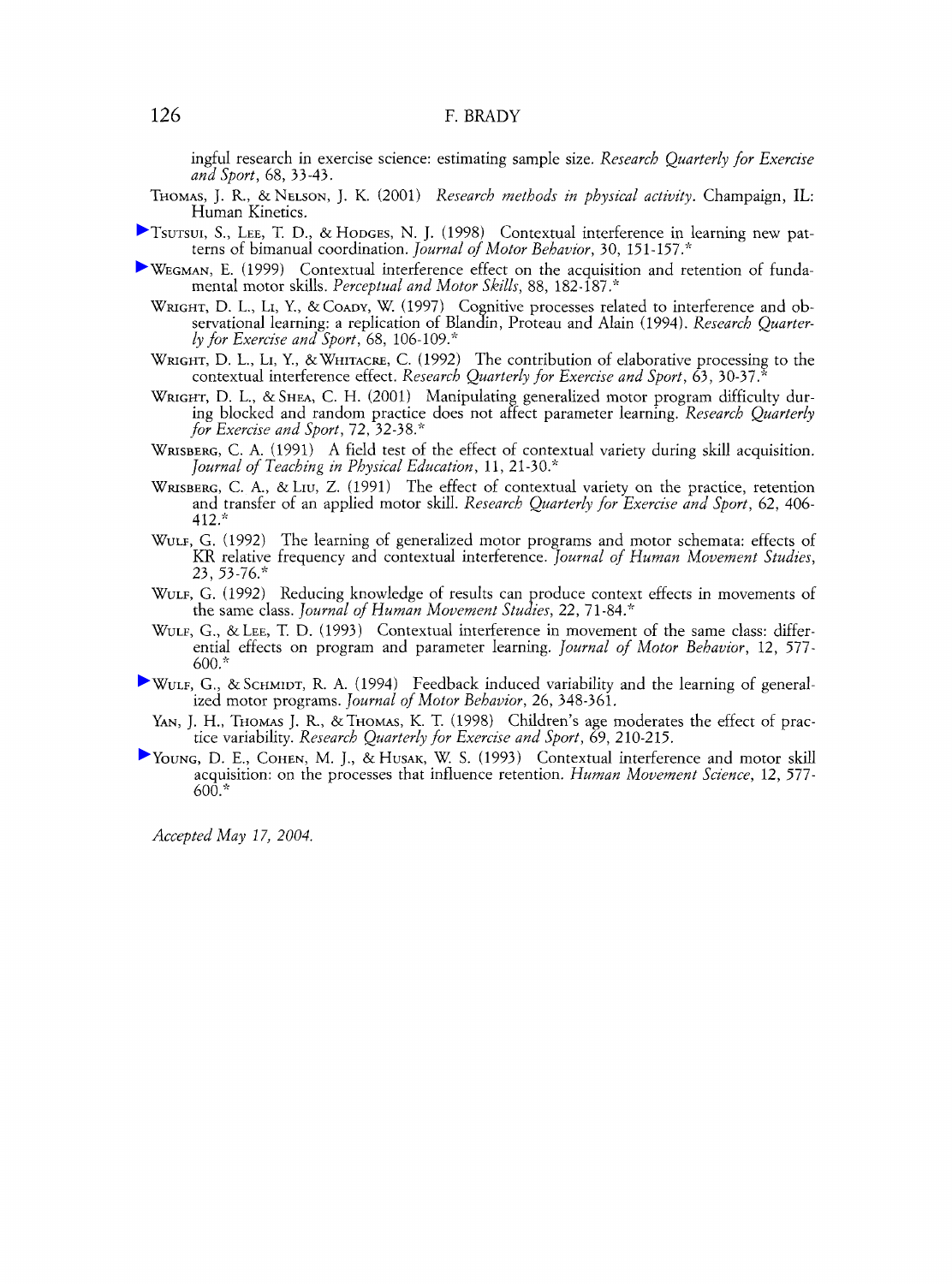ingful research in exercise science: estimating sample size. *Research Quarterly for Exercise and Sport*, 68, 33-43.

THOMAS, J. R., & NELSON, J. K. (2001) *Research methods in physical activity*. Champaign, IL: Human Kinetics.

TSUTSUI, S., LEE, T. D., & HODGES, N. J. (1998) Contextual interference in learning new patterns of bimanual coordination. *Journal of Motor Behavior*, 30, 151-157.*

WEGMAN, E. (1999) Contextual interference effect on the acquisition and retention of fundamental motor skills. *Perceptual and Motor Skills*, 88, 182-187.*

WRIGHT, D. L., LI, Y., & COADY, W. (1997) Cognitive processes related to interference and observational learning: a replication of Blandin, Proteau and Alain (1994). *Research Quarterly for Exercise and Sport*, 68, 106-109.*

WRIGHT, D. L., LI, Y., & WHITACRE, C. (1992) The contribution of elaborative processing to the contextual interference effect. *Research Quarterly for Exercise and Sport*, 63, 30-37.*

WRIGHT, D. L., & SHEA, C. H. (2001) Manipulating generalized motor program difficulty during blocked and random practice does not affect parameter learning. *Research Quarterly for Exercise and Sport*, 72, 32-38.*

WRISBERG, C. A. (1991) A field test of the effect of contextual variety during skill acquisition. *Journal of Teaching in Physical Education*, 11, 21-30.*

WRISBERG, C. A., & LIU, Z. (1991) The effect of contextual variety on the practice, retention and transfer of an applied motor skill. *Research Quarterly for Exercise and Sport*, 62, 406-412.*

WULF, G. (1992) The learning of generalized motor programs and motor schemata: effects of KR relative frequency and contextual interference. *Journal of Human Movement Studies*, 23, 53-76.*

WULF, G. (1992) Reducing knowledge of results can produce context effects in movements of the same class. *Journal of Human Movement Studies*, 22, 71-84.*

WULF, G., & LEE, T. D. (1993) Contextual interference in movement of the same class: differential effects on program and parameter learning. *Journal of Motor Behavior*, 12, 577-600.*

WULF, G., & SCHMIDT, R. A. (1994) Feedback induced variability and the learning of generalized motor programs. *Journal of Motor Behavior*, 26, 348-361.

YAN, J. H., THOMAS J. R., & THOMAS, K. T. (1998) Children's age moderates the effect of practice variability. *Research Quarterly for Exercise and Sport*, 69, 210-215.

YOUNG, D. E., COHEN, M. J., & HUSAK, W. S. (1993) Contextual interference and motor skill acquisition: on the processes that influence retention. *Human Movement Science*, 12, 577-600.*

*Accepted May 17, 2004.*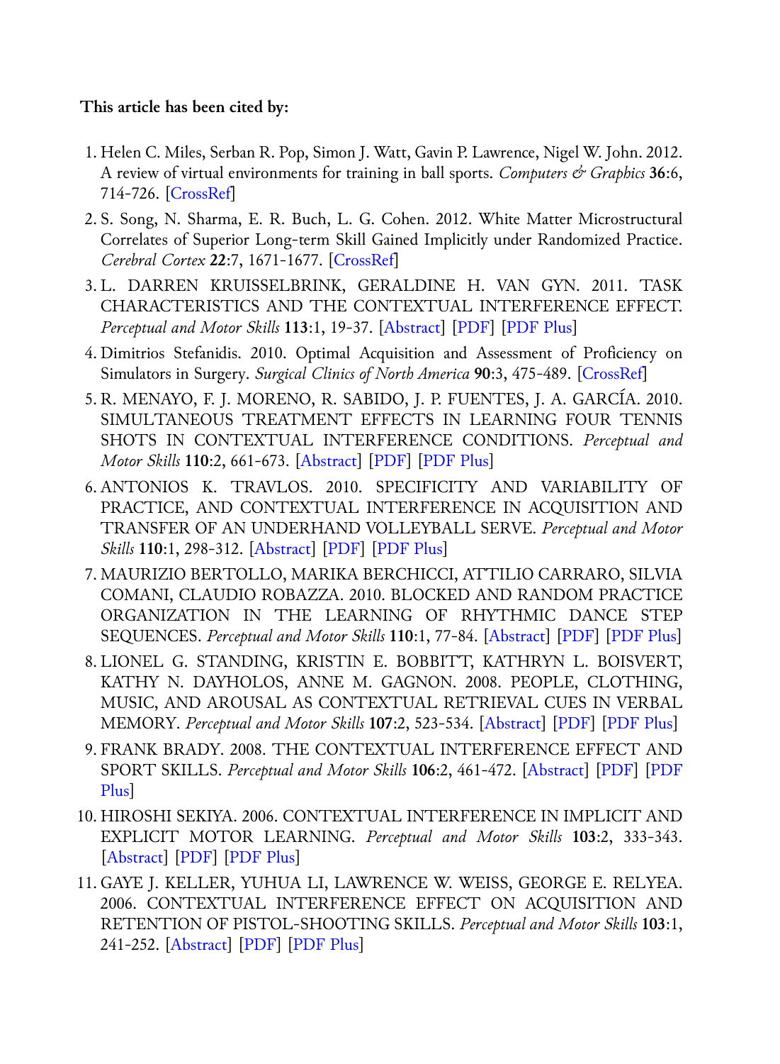**This article has been cited by:**

1. Helen C. Miles, Serban R. Pop, Simon J. Watt, Gavin P. Lawrence, Nigel W. John. 2012. A review of virtual environments for training in ball sports. *Computers & Graphics* **36**:6, 714-726. [CrossRef]
2. S. Song, N. Sharma, E. R. Buch, L. G. Cohen. 2012. White Matter Microstructural Correlates of Superior Long-term Skill Gained Implicitly under Randomized Practice. *Cerebral Cortex* **22**:7, 1671-1677. [CrossRef]
3. L. DARREN KRUISSELBRINK, GERALDINE H. VAN GYN. 2011. TASK CHARACTERISTICS AND THE CONTEXTUAL INTERFERENCE EFFECT. *Perceptual and Motor Skills* **113**:1, 19-37. [Abstract] [PDF] [PDF Plus]
4. Dimitrios Stefanidis. 2010. Optimal Acquisition and Assessment of Proficiency on Simulators in Surgery. *Surgical Clinics of North America* **90**:3, 475-489. [CrossRef]
5. R. MENAYO, F. J. MORENO, R. SABIDO, J. P. FUENTES, J. A. GARCÍA. 2010. SIMULTANEOUS TREATMENT EFFECTS IN LEARNING FOUR TENNIS SHOTS IN CONTEXTUAL INTERFERENCE CONDITIONS. *Perceptual and Motor Skills* **110**:2, 661-673. [Abstract] [PDF] [PDF Plus]
6. ANTONIOS K. TRAVLOS. 2010. SPECIFICITY AND VARIABILITY OF PRACTICE, AND CONTEXTUAL INTERFERENCE IN ACQUISITION AND TRANSFER OF AN UNDERHAND VOLLEYBALL SERVE. *Perceptual and Motor Skills* **110**:1, 298-312. [Abstract] [PDF] [PDF Plus]
7. MAURIZIO BERTOLLO, MARIKA BERCHICCI, ATTILIO CARRARO, SILVIA COMANI, CLAUDIO ROBAZZA. 2010. BLOCKED AND RANDOM PRACTICE ORGANIZATION IN THE LEARNING OF RHYTHMIC DANCE STEP SEQUENCES. *Perceptual and Motor Skills* **110**:1, 77-84. [Abstract] [PDF] [PDF Plus]
8. LIONEL G. STANDING, KRISTIN E. BOBBITT, KATHRYN L. BOISVERT, KATHY N. DAYHOLOS, ANNE M. GAGNON. 2008. PEOPLE, CLOTHING, MUSIC, AND AROUSAL AS CONTEXTUAL RETRIEVAL CUES IN VERBAL MEMORY. *Perceptual and Motor Skills* **107**:2, 523-534. [Abstract] [PDF] [PDF Plus]
9. FRANK BRADY. 2008. THE CONTEXTUAL INTERFERENCE EFFECT AND SPORT SKILLS. *Perceptual and Motor Skills* **106**:2, 461-472. [Abstract] [PDF] [PDF Plus]
10. HIROSHI SEKIYA. 2006. CONTEXTUAL INTERFERENCE IN IMPLICIT AND EXPLICIT MOTOR LEARNING. *Perceptual and Motor Skills* **103**:2, 333-343. [Abstract] [PDF] [PDF Plus]
11. GAYE J. KELLER, YUHUA LI, LAWRENCE W. WEISS, GEORGE E. RELYEA. 2006. CONTEXTUAL INTERFERENCE EFFECT ON ACQUISITION AND RETENTION OF PISTOL-SHOOTING SKILLS. *Perceptual and Motor Skills* **103**:1, 241-252. [Abstract] [PDF] [PDF Plus]